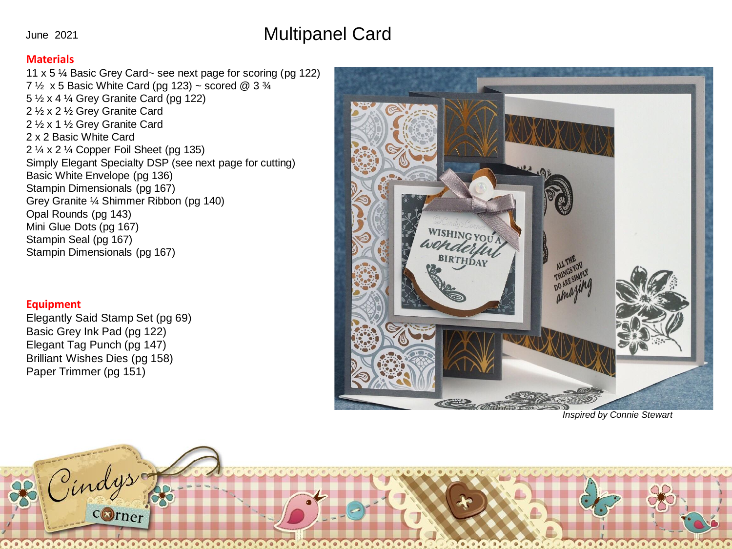June 2021

# Multipanel Card

## Materials

11 x 5 ¼ Basic Grey Card~ see next page for scoring (pg 122)
7 ½ x 5 Basic White Card (pg 123) ~ scored @ 3 ¾
5 ½ x 4 ¼ Grey Granite Card (pg 122)
2 ½ x 2 ½ Grey Granite Card
2 ½ x 1 ½ Grey Granite Card
2 x 2 Basic White Card
2 ¼ x 2 ¼ Copper Foil Sheet (pg 135)
Simply Elegant Specialty DSP (see next page for cutting)
Basic White Envelope (pg 136)
Stampin Dimensionals (pg 167)
Grey Granite ¼ Shimmer Ribbon (pg 140)
Opal Rounds (pg 143)
Mini Glue Dots (pg 167)
Stampin Seal (pg 167)
Stampin Dimensionals (pg 167)

## Equipment

Elegantly Said Stamp Set (pg 69)
Basic Grey Ink Pad (pg 122)
Elegant Tag Punch (pg 147)
Brilliant Wishes Dies (pg 158)
Paper Trimmer (pg 151)

*Inspired by Connie Stewart*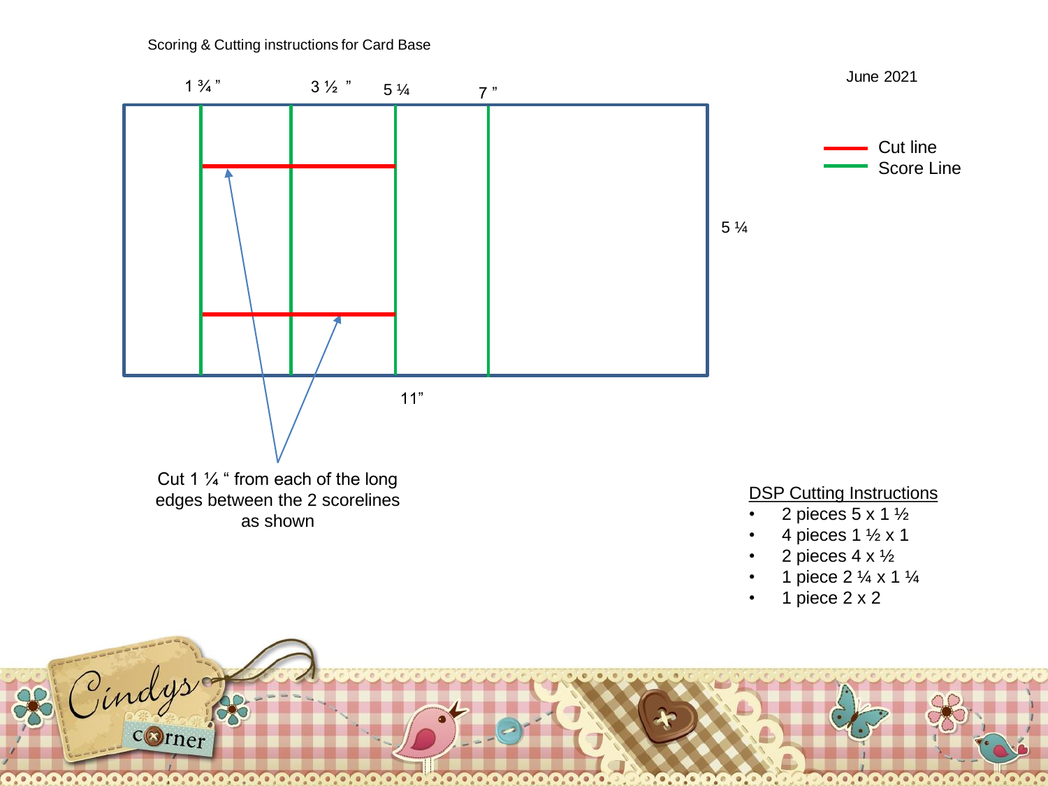Scoring & Cutting instructions for Card Base

June 2021

1 ¾ "

3 ½ "

5 ¼

7 "

5 ¼

11"

Cut line

Score Line

Cut 1 ¼ " from each of the long edges between the 2 scorelines as shown

DSP Cutting Instructions

- 2 pieces 5 x 1 ½
- 4 pieces 1 ½ x 1
- 2 pieces 4 x ½
- 1 piece 2 ¼ x 1 ¼
- 1 piece 2 x 2